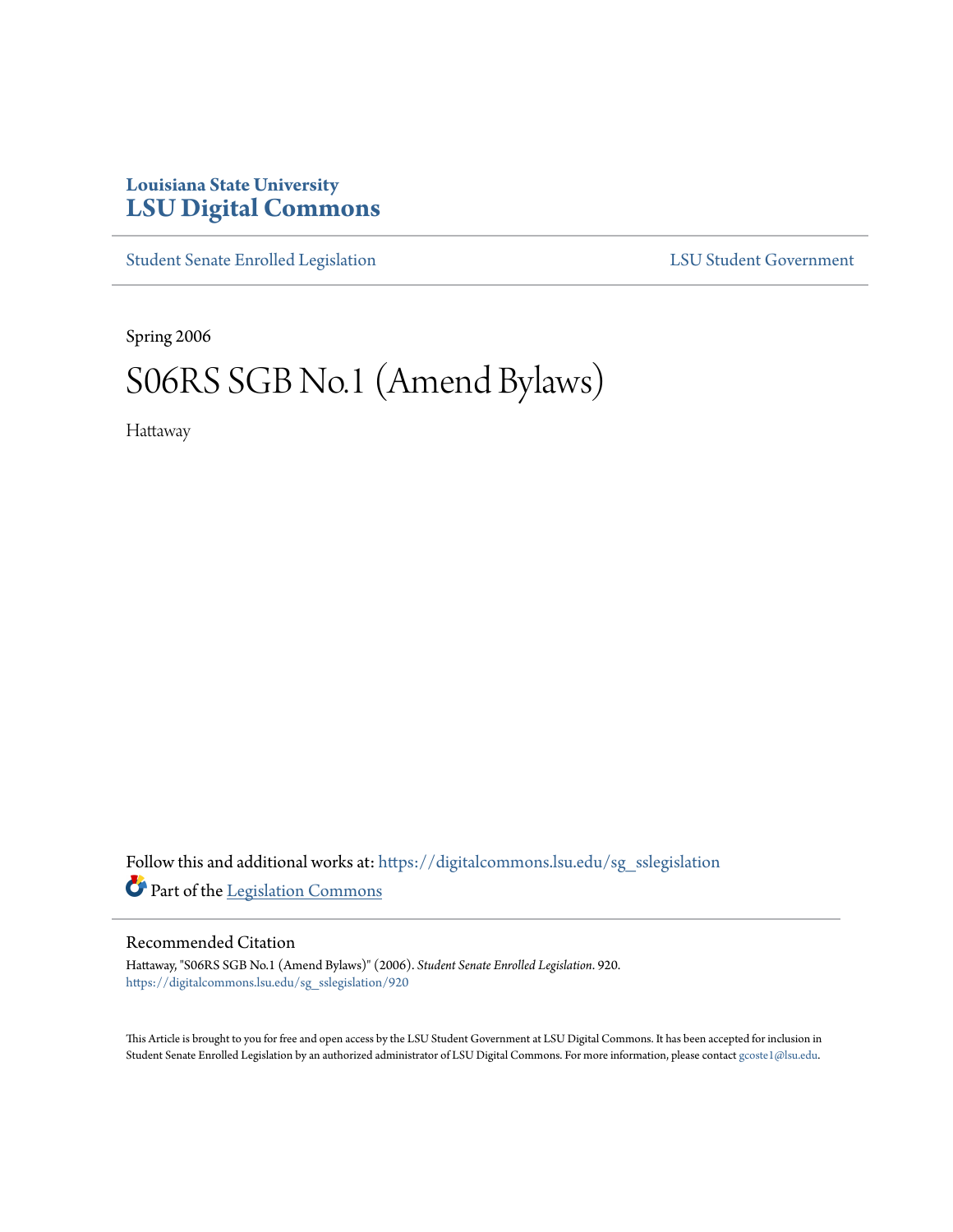Louisiana State University

# LSU Digital Commons

Student Senate Enrolled Legislation | LSU Student Government

Spring 2006

# S06RS SGB No.1 (Amend Bylaws)

Hattaway

Follow this and additional works at: https://digitalcommons.lsu.edu/sg_sslegislation

Part of the Legislation Commons

## Recommended Citation

Hattaway, "S06RS SGB No.1 (Amend Bylaws)" (2006). *Student Senate Enrolled Legislation*. 920.
https://digitalcommons.lsu.edu/sg_sslegislation/920

This Article is brought to you for free and open access by the LSU Student Government at LSU Digital Commons. It has been accepted for inclusion in Student Senate Enrolled Legislation by an authorized administrator of LSU Digital Commons. For more information, please contact gcoste1@lsu.edu.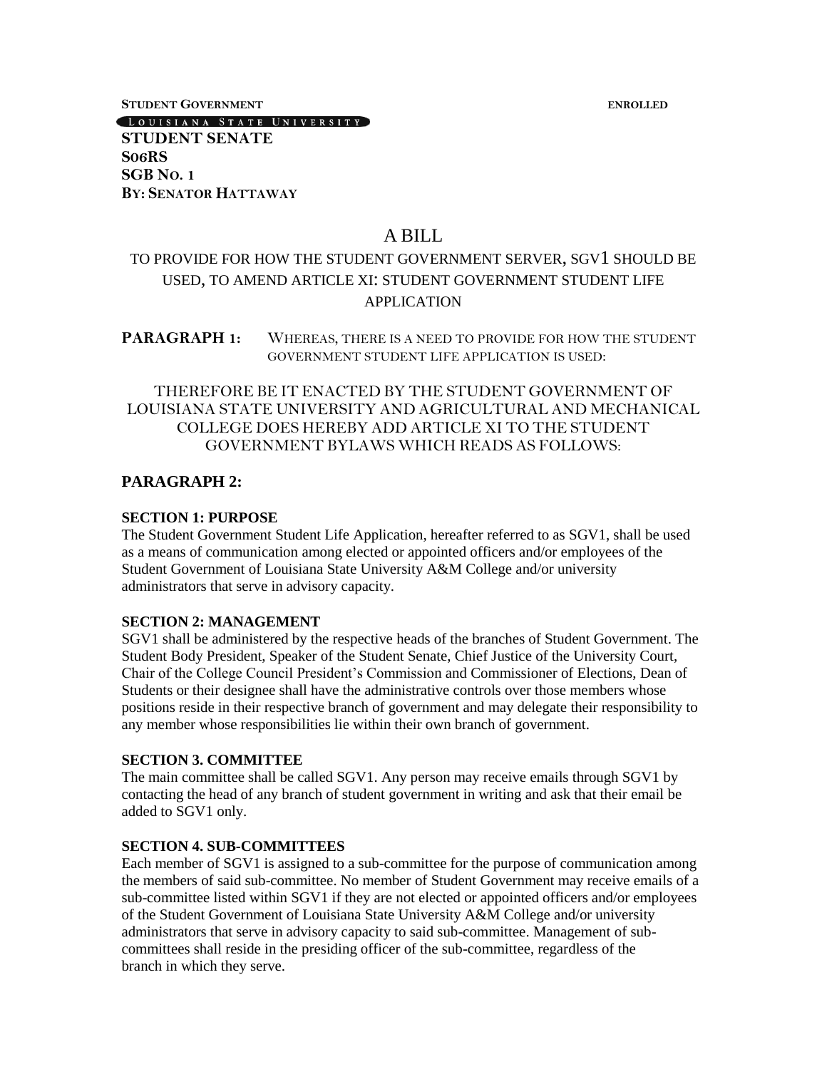**STUDENT GOVERNMENT** **ENROLLED**

LOUISIANA STATE UNIVERSITY

**STUDENT SENATE**
**S06RS**
**SGB NO. 1**
**BY: SENATOR HATTAWAY**

# A BILL

## TO PROVIDE FOR HOW THE STUDENT GOVERNMENT SERVER, SGV1 SHOULD BE USED, TO AMEND ARTICLE XI: STUDENT GOVERNMENT STUDENT LIFE APPLICATION

**PARAGRAPH 1:** WHEREAS, THERE IS A NEED TO PROVIDE FOR HOW THE STUDENT GOVERNMENT STUDENT LIFE APPLICATION IS USED:

THEREFORE BE IT ENACTED BY THE STUDENT GOVERNMENT OF LOUISIANA STATE UNIVERSITY AND AGRICULTURAL AND MECHANICAL COLLEGE DOES HEREBY ADD ARTICLE XI TO THE STUDENT GOVERNMENT BYLAWS WHICH READS AS FOLLOWS:

**PARAGRAPH 2:**

**SECTION 1: PURPOSE**

The Student Government Student Life Application, hereafter referred to as SGV1, shall be used as a means of communication among elected or appointed officers and/or employees of the Student Government of Louisiana State University A&M College and/or university administrators that serve in advisory capacity.

**SECTION 2: MANAGEMENT**

SGV1 shall be administered by the respective heads of the branches of Student Government. The Student Body President, Speaker of the Student Senate, Chief Justice of the University Court, Chair of the College Council President's Commission and Commissioner of Elections, Dean of Students or their designee shall have the administrative controls over those members whose positions reside in their respective branch of government and may delegate their responsibility to any member whose responsibilities lie within their own branch of government.

**SECTION 3. COMMITTEE**

The main committee shall be called SGV1. Any person may receive emails through SGV1 by contacting the head of any branch of student government in writing and ask that their email be added to SGV1 only.

**SECTION 4. SUB-COMMITTEES**

Each member of SGV1 is assigned to a sub-committee for the purpose of communication among the members of said sub-committee. No member of Student Government may receive emails of a sub-committee listed within SGV1 if they are not elected or appointed officers and/or employees of the Student Government of Louisiana State University A&M College and/or university administrators that serve in advisory capacity to said sub-committee. Management of sub-committees shall reside in the presiding officer of the sub-committee, regardless of the branch in which they serve.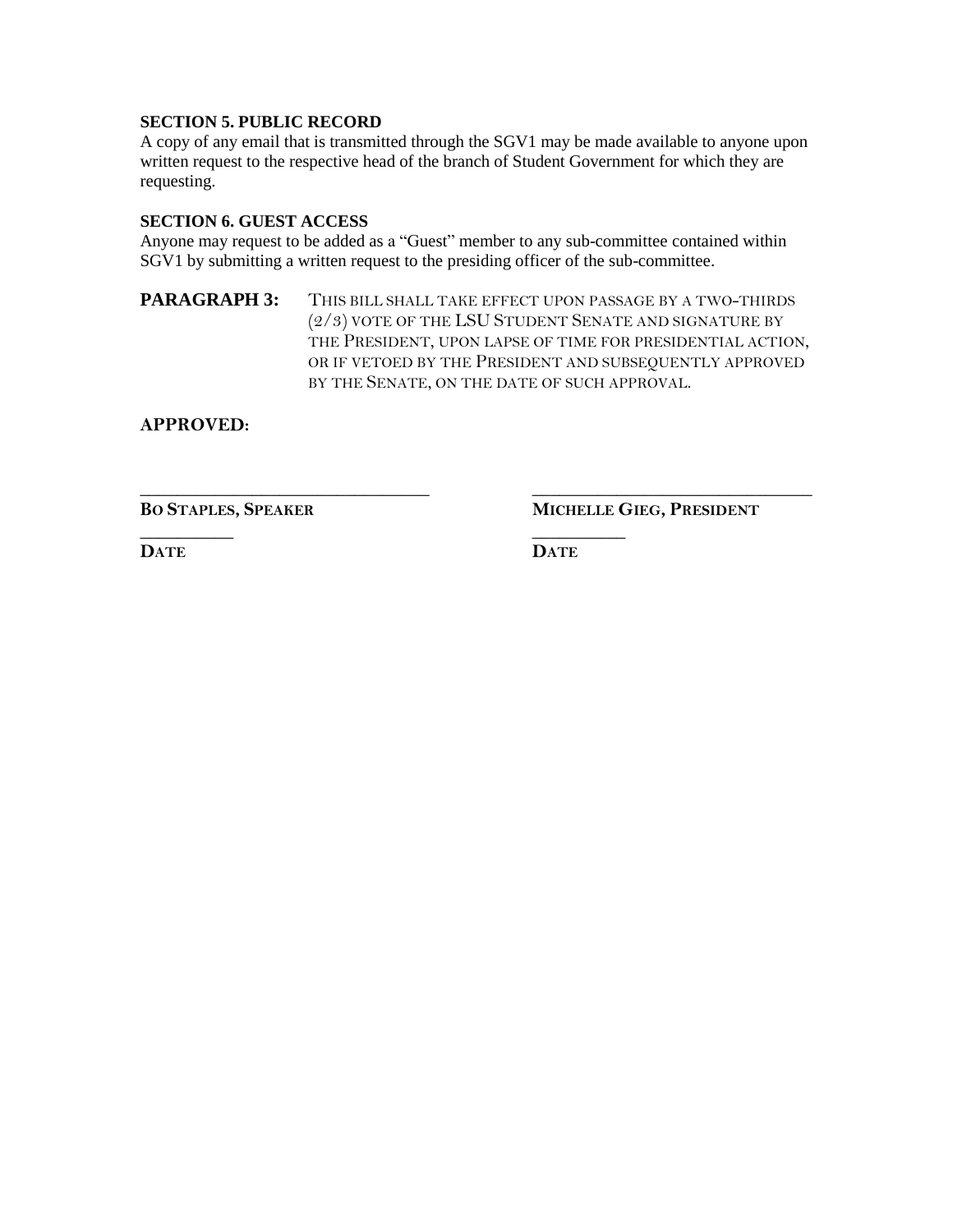**SECTION 5. PUBLIC RECORD**

A copy of any email that is transmitted through the SGV1 may be made available to anyone upon written request to the respective head of the branch of Student Government for which they are requesting.

**SECTION 6. GUEST ACCESS**

Anyone may request to be added as a "Guest" member to any sub-committee contained within SGV1 by submitting a written request to the presiding officer of the sub-committee.

**PARAGRAPH 3:** THIS BILL SHALL TAKE EFFECT UPON PASSAGE BY A TWO-THIRDS (2/3) VOTE OF THE LSU STUDENT SENATE AND SIGNATURE BY THE PRESIDENT, UPON LAPSE OF TIME FOR PRESIDENTIAL ACTION, OR IF VETOED BY THE PRESIDENT AND SUBSEQUENTLY APPROVED BY THE SENATE, ON THE DATE OF SUCH APPROVAL.

**APPROVED:**

________________________________

**BO STAPLES, SPEAKER**

__________

**DATE**

________________________________

**MICHELLE GIEG, PRESIDENT**

__________

**DATE**